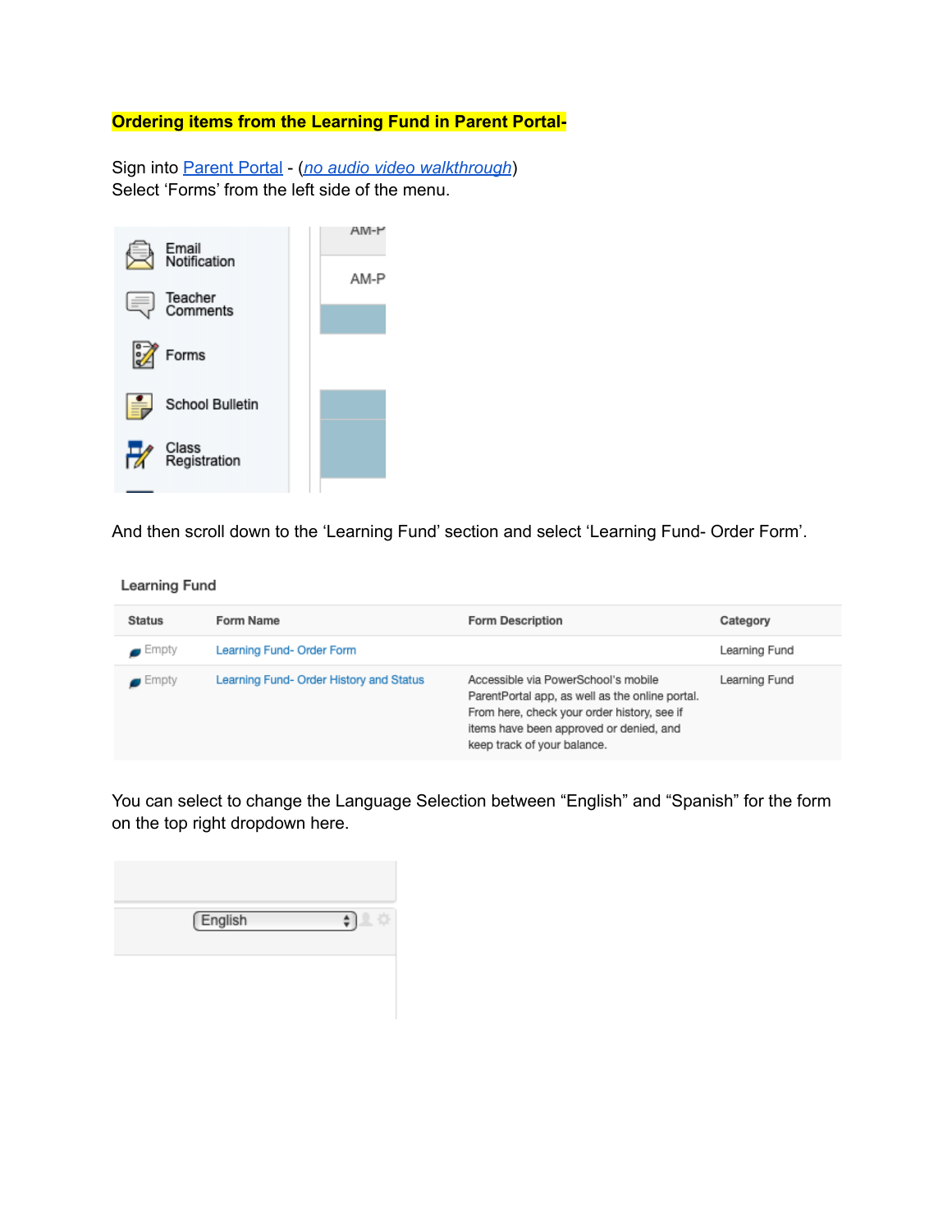**Ordering items from the Learning Fund in Parent Portal-**

Sign into Parent Portal - (*no audio video walkthrough*)
Select 'Forms' from the left side of the menu.

And then scroll down to the 'Learning Fund' section and select 'Learning Fund- Order Form'.

Learning Fund

| Status | Form Name | Form Description | Category |
| --- | --- | --- | --- |
| Empty | Learning Fund- Order Form | | Learning Fund |
| Empty | Learning Fund- Order History and Status | Accessible via PowerSchool's mobile ParentPortal app, as well as the online portal. From here, check your order history, see if items have been approved or denied, and keep track of your balance. | Learning Fund |

You can select to change the Language Selection between "English" and "Spanish" for the form on the top right dropdown here.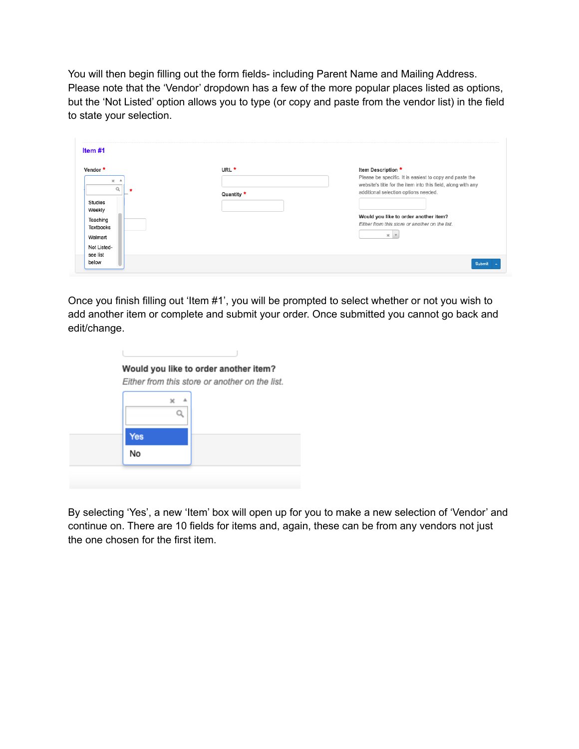You will then begin filling out the form fields- including Parent Name and Mailing Address. Please note that the 'Vendor' dropdown has a few of the more popular places listed as options, but the 'Not Listed' option allows you to type (or copy and paste from the vendor list) in the field to state your selection.

Once you finish filling out 'Item #1', you will be prompted to select whether or not you wish to add another item or complete and submit your order. Once submitted you cannot go back and edit/change.

By selecting 'Yes', a new 'Item' box will open up for you to make a new selection of 'Vendor' and continue on. There are 10 fields for items and, again, these can be from any vendors not just the one chosen for the first item.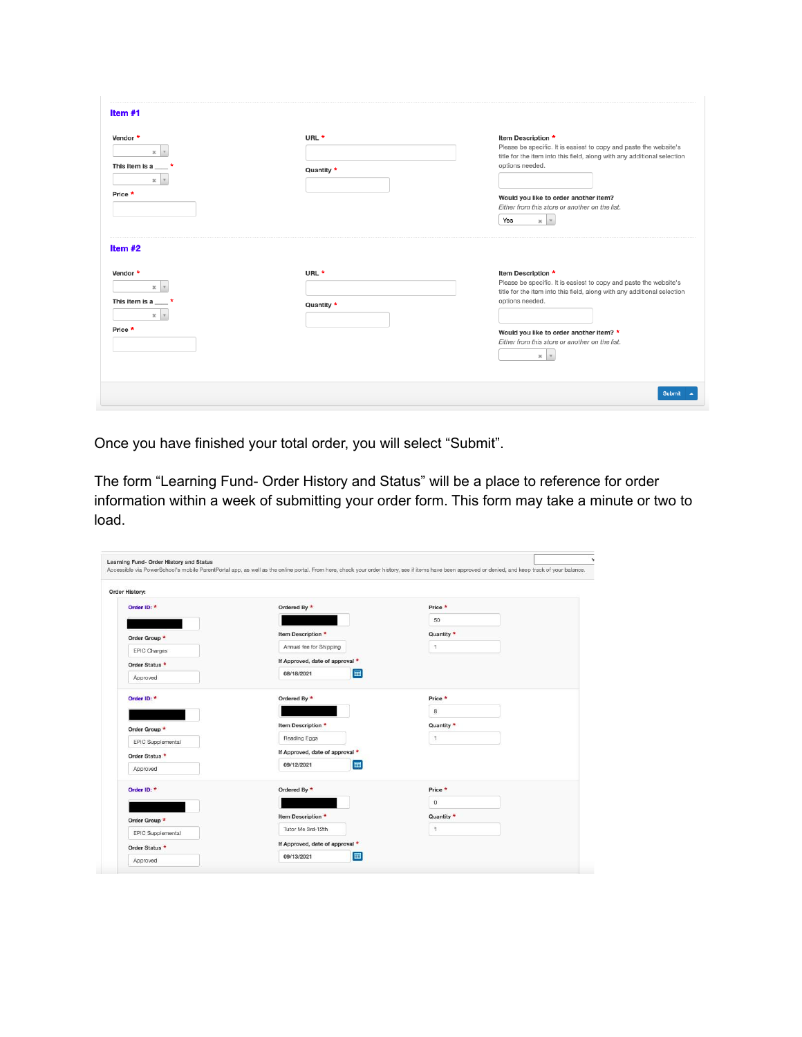**Item #1**

Vendor *

This item is a ____ *

Price *

URL *

Quantity *

Item Description *
Please be specific. It is easiest to copy and paste the website's title for the item into this field, along with any additional selection options needed.

Would you like to order another item?
*Either from this store or another on the list.*

Yes

**Item #2**

Vendor *

This item is a ____ *

Price *

URL *

Quantity *

Item Description *
Please be specific. It is easiest to copy and paste the website's title for the item into this field, along with any additional selection options needed.

Would you like to order another item? *
*Either from this store or another on the list.*

Submit

Once you have finished your total order, you will select "Submit".

The form "Learning Fund- Order History and Status" will be a place to reference for order information within a week of submitting your order form. This form may take a minute or two to load.

Learning Fund- Order History and Status
Accessible via PowerSchool's mobile ParentPortal app, as well as the online portal. From here, check your order history, see if items have been approved or denied, and keep track of your balance.

Order History:

| Order ID | Ordered By | Price | Order Group | Item Description | Quantity | Order Status | If Approved, date of approval |
|---|---|---|---|---|---|---|---|
| | | 50 | EPIC Charges | Annual fee for Shipping | 1 | Approved | 08/18/2021 |
| | | 8 | EPIC Supplemental | Reading Eggs | 1 | Approved | 09/12/2021 |
| | | 0 | EPIC Supplemental | Tutor Me 3rd-12th | 1 | Approved | 09/13/2021 |